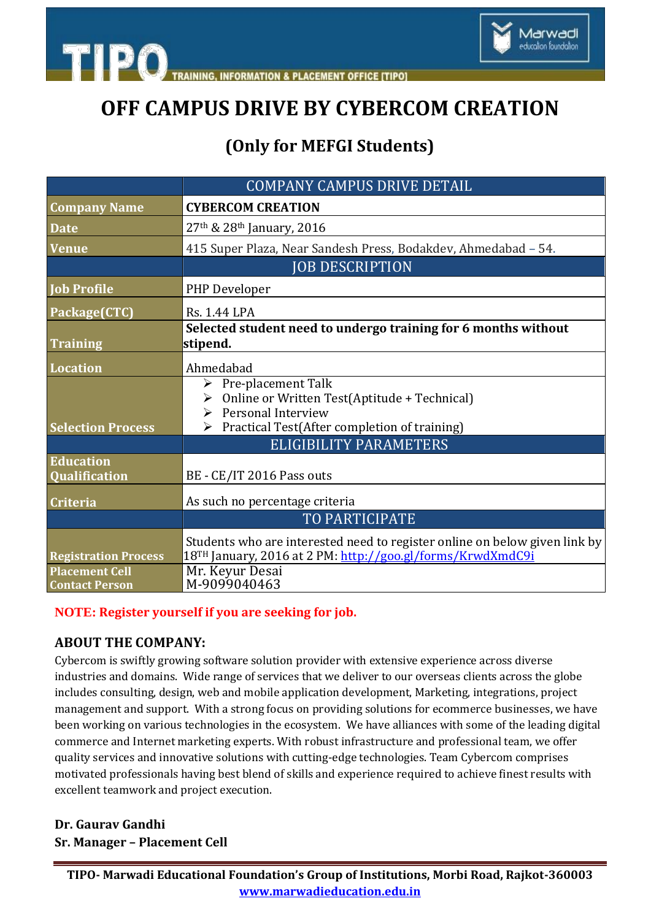# OFF CAMPUS DRIVE BY CYBERCOM CREATION

## (Only for MEFGI Students)

| | COMPANY CAMPUS DRIVE DETAIL |
|---|---|
| **Company Name** | **CYBERCOM CREATION** |
| **Date** | 27th & 28th January, 2016 |
| **Venue** | 415 Super Plaza, Near Sandesh Press, Bodakdev, Ahmedabad – 54. |
| | JOB DESCRIPTION |
| **Job Profile** | PHP Developer |
| **Package(CTC)** | Rs. 1.44 LPA |
| **Training** | **Selected student need to undergo training for 6 months without stipend.** |
| **Location** | Ahmedabad |
| **Selection Process** | ➢ Pre-placement Talk<br>➢ Online or Written Test(Aptitude + Technical)<br>➢ Personal Interview<br>➢ Practical Test(After completion of training) |
| | ELIGIBILITY PARAMETERS |
| **Education Qualification** | BE - CE/IT 2016 Pass outs |
| **Criteria** | As such no percentage criteria |
| | TO PARTICIPATE |
| **Registration Process** | Students who are interested need to register online on below given link by 18TH January, 2016 at 2 PM: http://goo.gl/forms/KrwdXmdC9i |
| **Placement Cell Contact Person** | Mr. Keyur Desai<br>M-9099040463 |

**NOTE: Register yourself if you are seeking for job.**

**ABOUT THE COMPANY:**

Cybercom is swiftly growing software solution provider with extensive experience across diverse industries and domains. Wide range of services that we deliver to our overseas clients across the globe includes consulting, design, web and mobile application development, Marketing, integrations, project management and support. With a strong focus on providing solutions for ecommerce businesses, we have been working on various technologies in the ecosystem. We have alliances with some of the leading digital commerce and Internet marketing experts. With robust infrastructure and professional team, we offer quality services and innovative solutions with cutting-edge technologies. Team Cybercom comprises motivated professionals having best blend of skills and experience required to achieve finest results with excellent teamwork and project execution.

**Dr. Gaurav Gandhi**
**Sr. Manager – Placement Cell**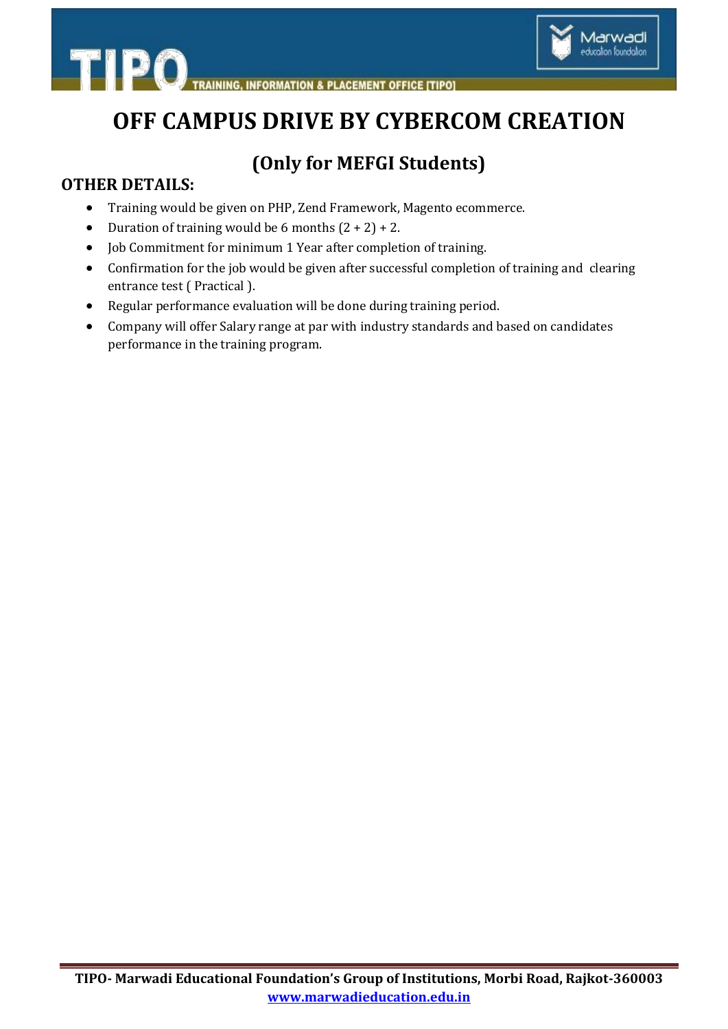# OFF CAMPUS DRIVE BY CYBERCOM CREATION

## (Only for MEFGI Students)

**OTHER DETAILS:**

- Training would be given on PHP, Zend Framework, Magento ecommerce.
- Duration of training would be 6 months (2 + 2) + 2.
- Job Commitment for minimum 1 Year after completion of training.
- Confirmation for the job would be given after successful completion of training and clearing entrance test ( Practical ).
- Regular performance evaluation will be done during training period.
- Company will offer Salary range at par with industry standards and based on candidates performance in the training program.